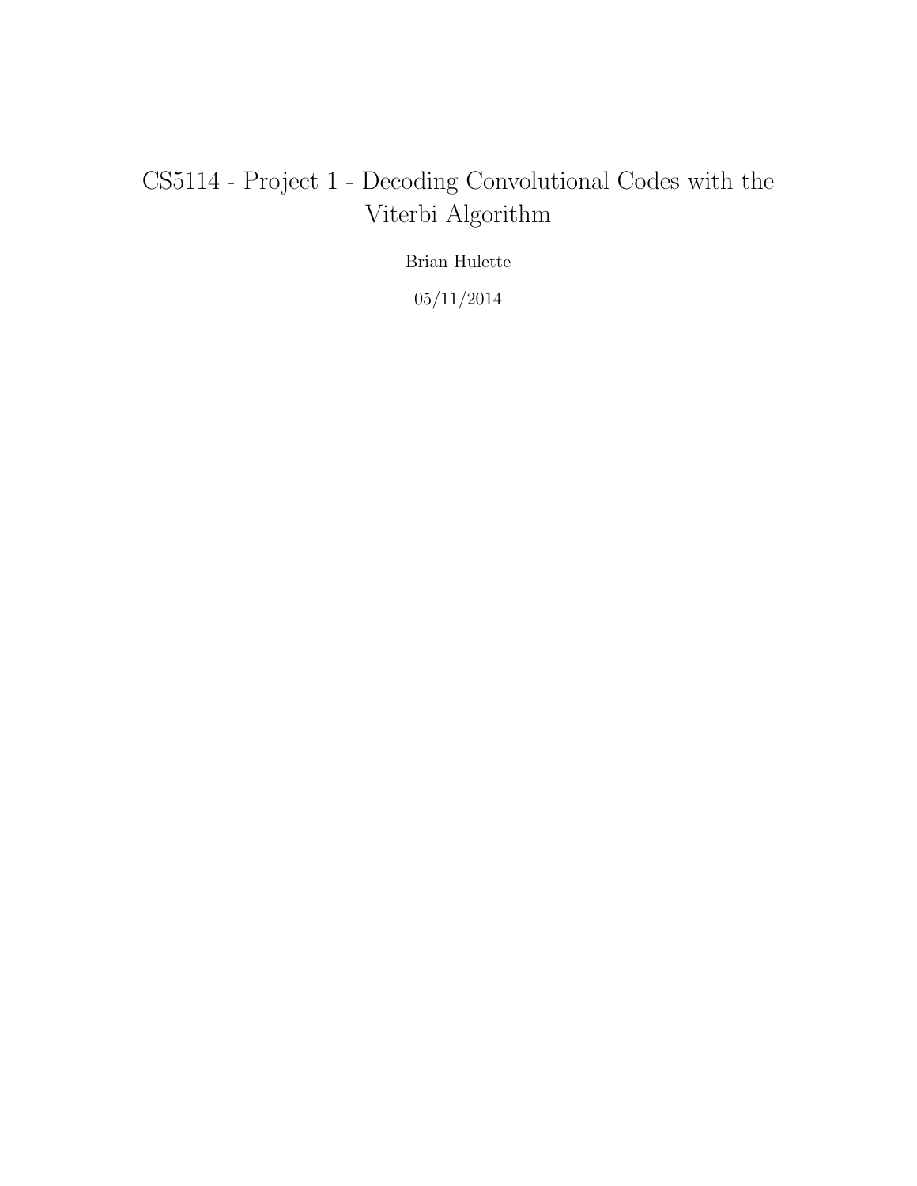# CS5114 - Project 1 - Decoding Convolutional Codes with the Viterbi Algorithm

Brian Hulette

05/11/2014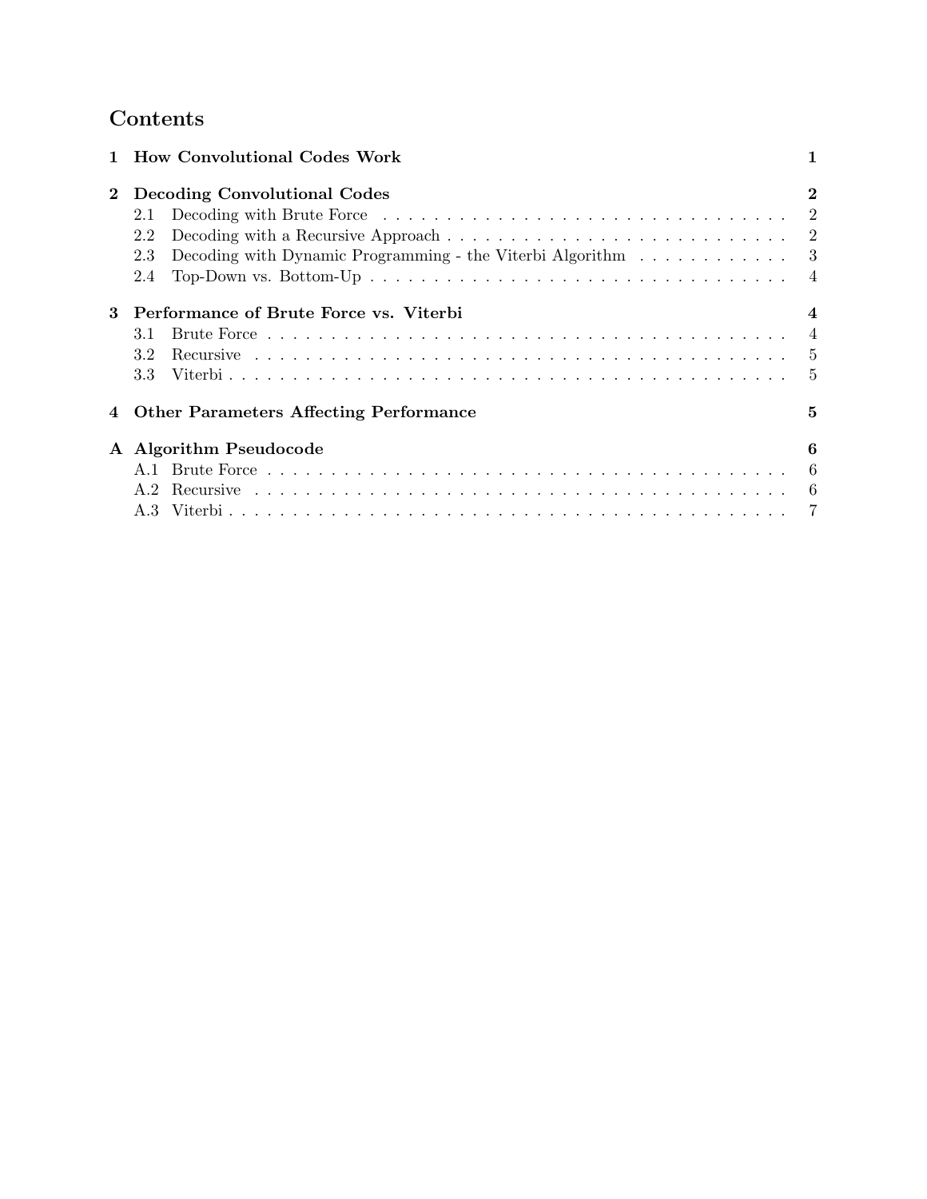# Contents

**1 How Convolutional Codes Work** — **1**

**2 Decoding Convolutional Codes** — **2**

- 2.1 Decoding with Brute Force — 2
- 2.2 Decoding with a Recursive Approach — 2
- 2.3 Decoding with Dynamic Programming - the Viterbi Algorithm — 3
- 2.4 Top-Down vs. Bottom-Up — 4

**3 Performance of Brute Force vs. Viterbi** — **4**

- 3.1 Brute Force — 4
- 3.2 Recursive — 5
- 3.3 Viterbi — 5

**4 Other Parameters Affecting Performance** — **5**

**A Algorithm Pseudocode** — **6**

- A.1 Brute Force — 6
- A.2 Recursive — 6
- A.3 Viterbi — 7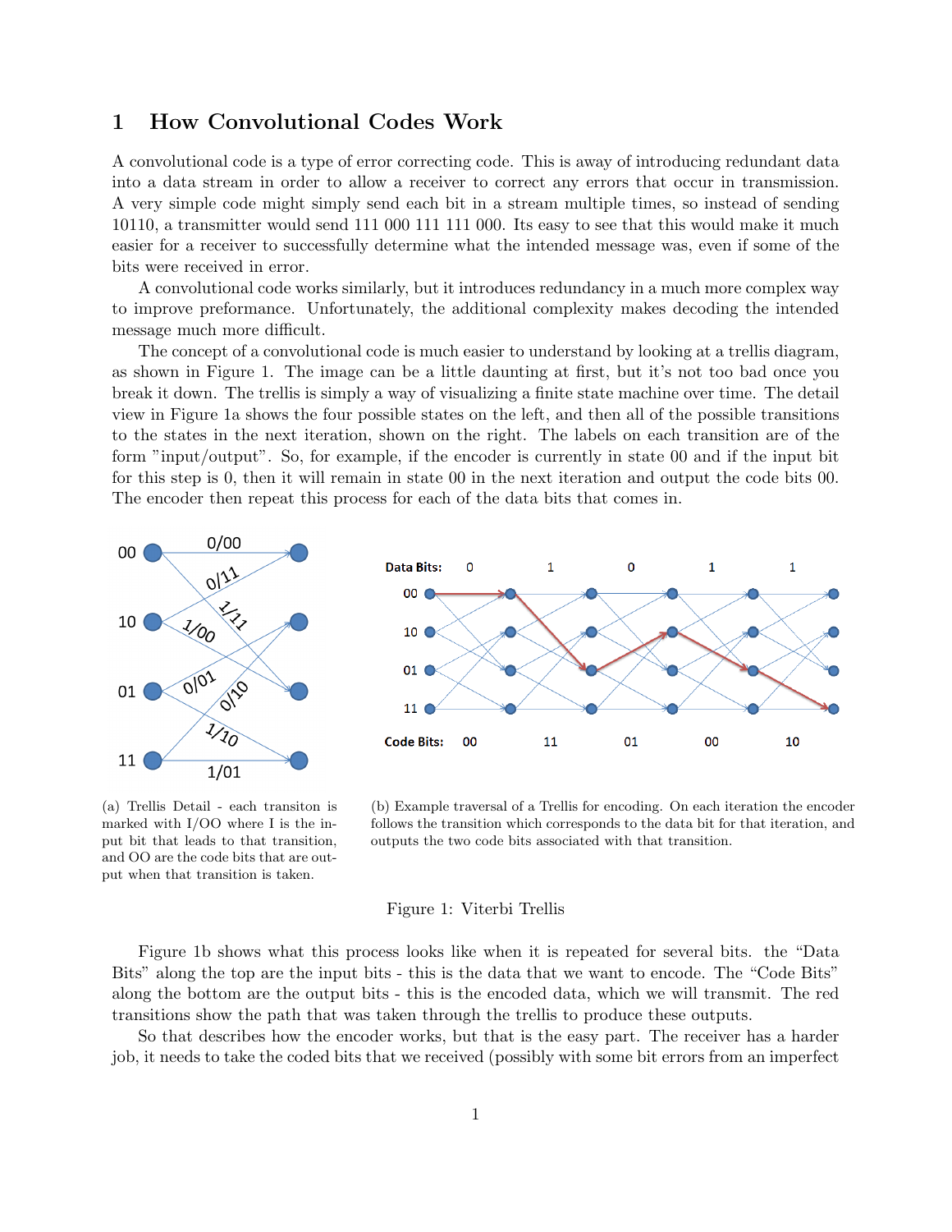# 1 How Convolutional Codes Work

A convolutional code is a type of error correcting code. This is away of introducing redundant data into a data stream in order to allow a receiver to correct any errors that occur in transmission. A very simple code might simply send each bit in a stream multiple times, so instead of sending 10110, a transmitter would send 111 000 111 111 000. Its easy to see that this would make it much easier for a receiver to successfully determine what the intended message was, even if some of the bits were received in error.

A convolutional code works similarly, but it introduces redundancy in a much more complex way to improve preformance. Unfortunately, the additional complexity makes decoding the intended message much more difficult.

The concept of a convolutional code is much easier to understand by looking at a trellis diagram, as shown in Figure 1. The image can be a little daunting at first, but it's not too bad once you break it down. The trellis is simply a way of visualizing a finite state machine over time. The detail view in Figure 1a shows the four possible states on the left, and then all of the possible transitions to the states in the next iteration, shown on the right. The labels on each transition are of the form "input/output". So, for example, if the encoder is currently in state 00 and if the input bit for this step is 0, then it will remain in state 00 in the next iteration and output the code bits 00. The encoder then repeat this process for each of the data bits that comes in.

(a) Trellis Detail - each transiton is marked with I/OO where I is the input bit that leads to that transition, and OO are the code bits that are output when that transition is taken.

(b) Example traversal of a Trellis for encoding. On each iteration the encoder follows the transition which corresponds to the data bit for that iteration, and outputs the two code bits associated with that transition.

Figure 1: Viterbi Trellis

Figure 1b shows what this process looks like when it is repeated for several bits. the "Data Bits" along the top are the input bits - this is the data that we want to encode. The "Code Bits" along the bottom are the output bits - this is the encoded data, which we will transmit. The red transitions show the path that was taken through the trellis to produce these outputs.

So that describes how the encoder works, but that is the easy part. The receiver has a harder job, it needs to take the coded bits that we received (possibly with some bit errors from an imperfect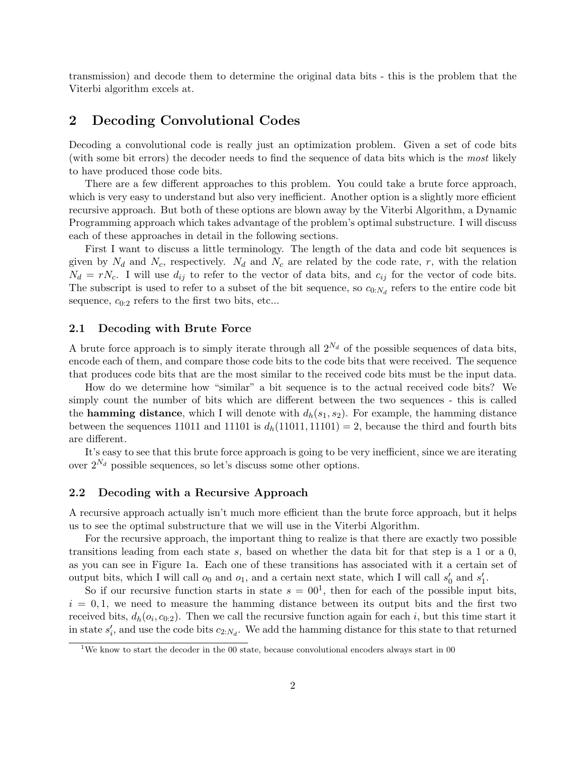transmission) and decode them to determine the original data bits - this is the problem that the Viterbi algorithm excels at.

## 2 Decoding Convolutional Codes

Decoding a convolutional code is really just an optimization problem. Given a set of code bits (with some bit errors) the decoder needs to find the sequence of data bits which is the *most* likely to have produced those code bits.

There are a few different approaches to this problem. You could take a brute force approach, which is very easy to understand but also very inefficient. Another option is a slightly more efficient recursive approach. But both of these options are blown away by the Viterbi Algorithm, a Dynamic Programming approach which takes advantage of the problem's optimal substructure. I will discuss each of these approaches in detail in the following sections.

First I want to discuss a little terminology. The length of the data and code bit sequences is given by $N_d$ and $N_c$, respectively. $N_d$ and $N_c$ are related by the code rate, $r$, with the relation $N_d = rN_c$. I will use $d_{ij}$ to refer to the vector of data bits, and $c_{ij}$ for the vector of code bits. The subscript is used to refer to a subset of the bit sequence, so $c_{0:N_d}$ refers to the entire code bit sequence, $c_{0:2}$ refers to the first two bits, etc...

### 2.1 Decoding with Brute Force

A brute force approach is to simply iterate through all $2^{N_d}$ of the possible sequences of data bits, encode each of them, and compare those code bits to the code bits that were received. The sequence that produces code bits that are the most similar to the received code bits must be the input data.

How do we determine how "similar" a bit sequence is to the actual received code bits? We simply count the number of bits which are different between the two sequences - this is called the **hamming distance**, which I will denote with $d_h(s_1, s_2)$. For example, the hamming distance between the sequences 11011 and 11101 is $d_h(11011, 11101) = 2$, because the third and fourth bits are different.

It's easy to see that this brute force approach is going to be very inefficient, since we are iterating over $2^{N_d}$ possible sequences, so let's discuss some other options.

### 2.2 Decoding with a Recursive Approach

A recursive approach actually isn't much more efficient than the brute force approach, but it helps us to see the optimal substructure that we will use in the Viterbi Algorithm.

For the recursive approach, the important thing to realize is that there are exactly two possible transitions leading from each state $s$, based on whether the data bit for that step is a 1 or a 0, as you can see in Figure 1a. Each one of these transitions has associated with it a certain set of output bits, which I will call $o_0$ and $o_1$, and a certain next state, which I will call $s'_0$ and $s'_1$.

So if our recursive function starts in state $s = 00$[1], then for each of the possible input bits, $i = 0, 1$, we need to measure the hamming distance between its output bits and the first two received bits, $d_h(o_i, c_{0:2})$. Then we call the recursive function again for each $i$, but this time start it in state $s'_i$, and use the code bits $c_{2:N_d}$. We add the hamming distance for this state to that returned

[1] We know to start the decoder in the 00 state, because convolutional encoders always start in 00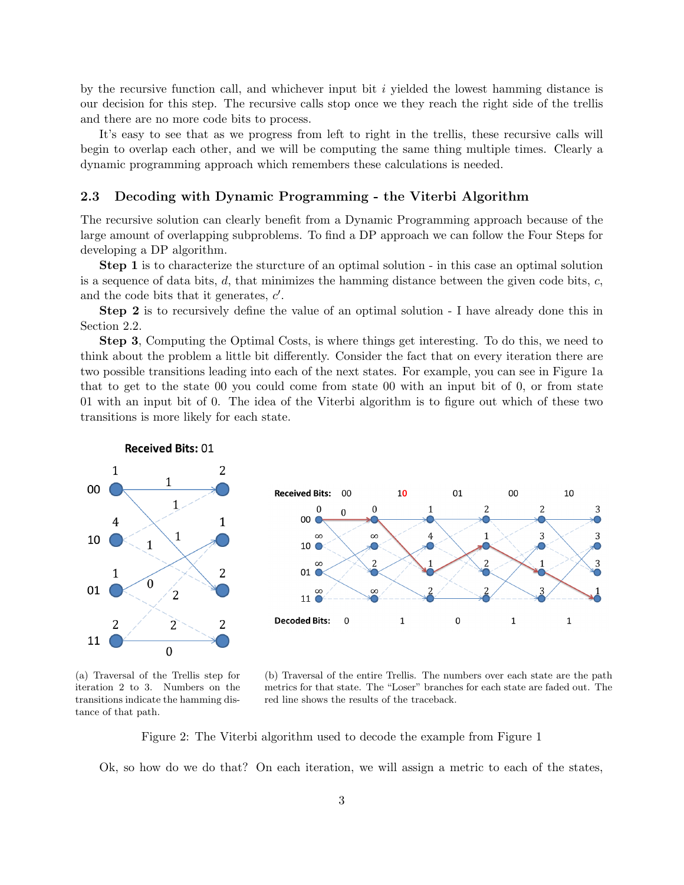by the recursive function call, and whichever input bit $i$ yielded the lowest hamming distance is our decision for this step. The recursive calls stop once we they reach the right side of the trellis and there are no more code bits to process.

It's easy to see that as we progress from left to right in the trellis, these recursive calls will begin to overlap each other, and we will be computing the same thing multiple times. Clearly a dynamic programming approach which remembers these calculations is needed.

### 2.3 Decoding with Dynamic Programming - the Viterbi Algorithm

The recursive solution can clearly benefit from a Dynamic Programming approach because of the large amount of overlapping subproblems. To find a DP approach we can follow the Four Steps for developing a DP algorithm.

**Step 1** is to characterize the sturcture of an optimal solution - in this case an optimal solution is a sequence of data bits, $d$, that minimizes the hamming distance between the given code bits, $c$, and the code bits that it generates, $c'$.

**Step 2** is to recursively define the value of an optimal solution - I have already done this in Section 2.2.

**Step 3**, Computing the Optimal Costs, is where things get interesting. To do this, we need to think about the problem a little bit differently. Consider the fact that on every iteration there are two possible transitions leading into each of the next states. For example, you can see in Figure 1a that to get to the state 00 you could come from state 00 with an input bit of 0, or from state 01 with an input bit of 0. The idea of the Viterbi algorithm is to figure out which of these two transitions is more likely for each state.

(a) Traversal of the Trellis step for iteration 2 to 3. Numbers on the transitions indicate the hamming distance of that path.

(b) Traversal of the entire Trellis. The numbers over each state are the path metrics for that state. The "Loser" branches for each state are faded out. The red line shows the results of the traceback.

Figure 2: The Viterbi algorithm used to decode the example from Figure 1

Ok, so how do we do that? On each iteration, we will assign a metric to each of the states,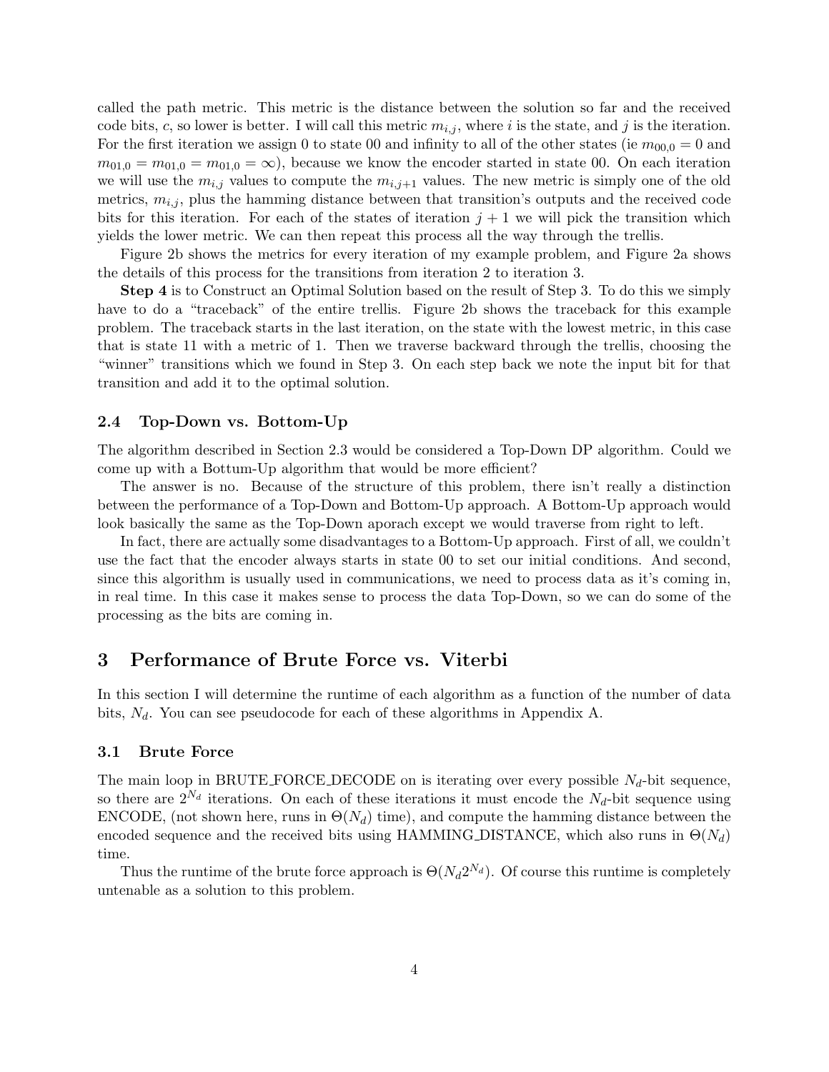called the path metric. This metric is the distance between the solution so far and the received code bits, $c$, so lower is better. I will call this metric $m_{i,j}$, where $i$ is the state, and $j$ is the iteration. For the first iteration we assign 0 to state 00 and infinity to all of the other states (ie $m_{00,0} = 0$ and $m_{01,0} = m_{01,0} = m_{01,0} = \infty$), because we know the encoder started in state 00. On each iteration we will use the $m_{i,j}$ values to compute the $m_{i,j+1}$ values. The new metric is simply one of the old metrics, $m_{i,j}$, plus the hamming distance between that transition's outputs and the received code bits for this iteration. For each of the states of iteration $j + 1$ we will pick the transition which yields the lower metric. We can then repeat this process all the way through the trellis.

Figure 2b shows the metrics for every iteration of my example problem, and Figure 2a shows the details of this process for the transitions from iteration 2 to iteration 3.

**Step 4** is to Construct an Optimal Solution based on the result of Step 3. To do this we simply have to do a "traceback" of the entire trellis. Figure 2b shows the traceback for this example problem. The traceback starts in the last iteration, on the state with the lowest metric, in this case that is state 11 with a metric of 1. Then we traverse backward through the trellis, choosing the "winner" transitions which we found in Step 3. On each step back we note the input bit for that transition and add it to the optimal solution.

### 2.4 Top-Down vs. Bottom-Up

The algorithm described in Section 2.3 would be considered a Top-Down DP algorithm. Could we come up with a Bottum-Up algorithm that would be more efficient?

The answer is no. Because of the structure of this problem, there isn't really a distinction between the performance of a Top-Down and Bottom-Up approach. A Bottom-Up approach would look basically the same as the Top-Down aporach except we would traverse from right to left.

In fact, there are actually some disadvantages to a Bottom-Up approach. First of all, we couldn't use the fact that the encoder always starts in state 00 to set our initial conditions. And second, since this algorithm is usually used in communications, we need to process data as it's coming in, in real time. In this case it makes sense to process the data Top-Down, so we can do some of the processing as the bits are coming in.

## 3 Performance of Brute Force vs. Viterbi

In this section I will determine the runtime of each algorithm as a function of the number of data bits, $N_d$. You can see pseudocode for each of these algorithms in Appendix A.

### 3.1 Brute Force

The main loop in BRUTE_FORCE_DECODE on is iterating over every possible $N_d$-bit sequence, so there are $2^{N_d}$ iterations. On each of these iterations it must encode the $N_d$-bit sequence using ENCODE, (not shown here, runs in $\Theta(N_d)$ time), and compute the hamming distance between the encoded sequence and the received bits using HAMMING_DISTANCE, which also runs in $\Theta(N_d)$ time.

Thus the runtime of the brute force approach is $\Theta(N_d 2^{N_d})$. Of course this runtime is completely untenable as a solution to this problem.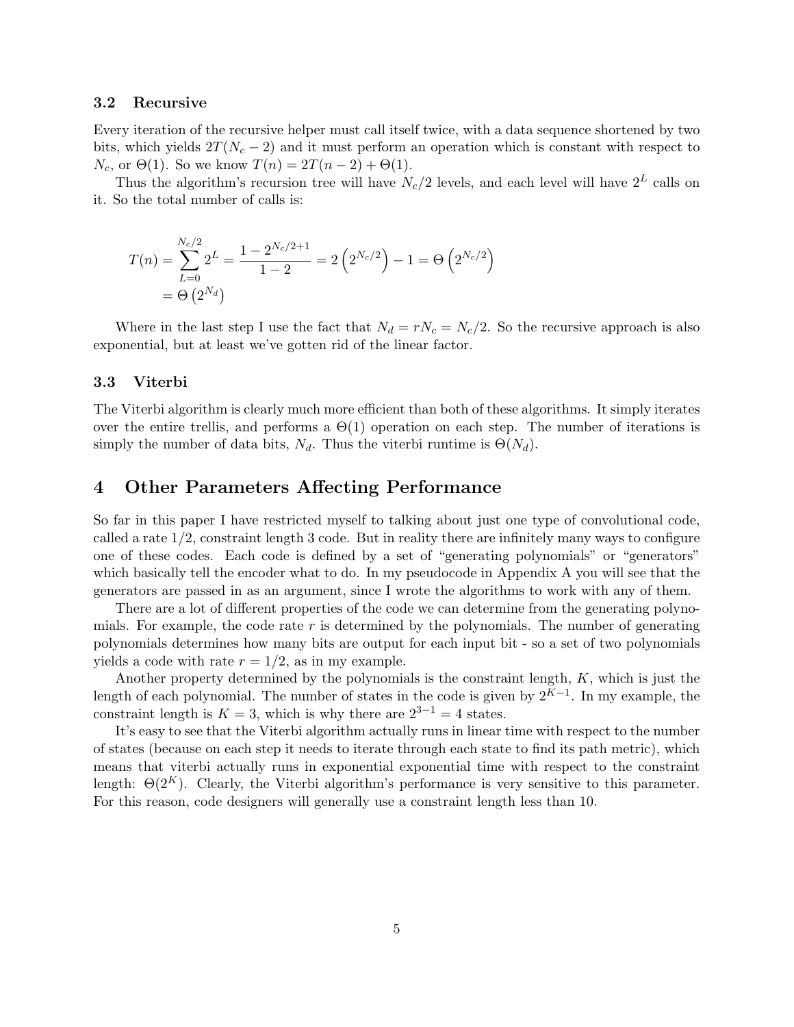### 3.2 Recursive

Every iteration of the recursive helper must call itself twice, with a data sequence shortened by two bits, which yields $2T(N_c - 2)$ and it must perform an operation which is constant with respect to $N_c$, or $\Theta(1)$. So we know $T(n) = 2T(n-2) + \Theta(1)$.

Thus the algorithm's recursion tree will have $N_c/2$ levels, and each level will have $2^L$ calls on it. So the total number of calls is:

$$
\begin{aligned}
T(n) &= \sum_{L=0}^{N_c/2} 2^L = \frac{1 - 2^{N_c/2+1}}{1-2} = 2\left(2^{N_c/2}\right) - 1 = \Theta\left(2^{N_c/2}\right) \\
&= \Theta\left(2^{N_d}\right)
\end{aligned}
$$

Where in the last step I use the fact that $N_d = rN_c = N_c/2$. So the recursive approach is also exponential, but at least we've gotten rid of the linear factor.

### 3.3 Viterbi

The Viterbi algorithm is clearly much more efficient than both of these algorithms. It simply iterates over the entire trellis, and performs a $\Theta(1)$ operation on each step. The number of iterations is simply the number of data bits, $N_d$. Thus the viterbi runtime is $\Theta(N_d)$.

## 4 Other Parameters Affecting Performance

So far in this paper I have restricted myself to talking about just one type of convolutional code, called a rate 1/2, constraint length 3 code. But in reality there are infinitely many ways to configure one of these codes. Each code is defined by a set of "generating polynomials" or "generators" which basically tell the encoder what to do. In my pseudocode in Appendix A you will see that the generators are passed in as an argument, since I wrote the algorithms to work with any of them.

There are a lot of different properties of the code we can determine from the generating polynomials. For example, the code rate $r$ is determined by the polynomials. The number of generating polynomials determines how many bits are output for each input bit - so a set of two polynomials yields a code with rate $r = 1/2$, as in my example.

Another property determined by the polynomials is the constraint length, $K$, which is just the length of each polynomial. The number of states in the code is given by $2^{K-1}$. In my example, the constraint length is $K = 3$, which is why there are $2^{3-1} = 4$ states.

It's easy to see that the Viterbi algorithm actually runs in linear time with respect to the number of states (because on each step it needs to iterate through each state to find its path metric), which means that viterbi actually runs in exponential exponential time with respect to the constraint length: $\Theta(2^K)$. Clearly, the Viterbi algorithm's performance is very sensitive to this parameter. For this reason, code designers will generally use a constraint length less than 10.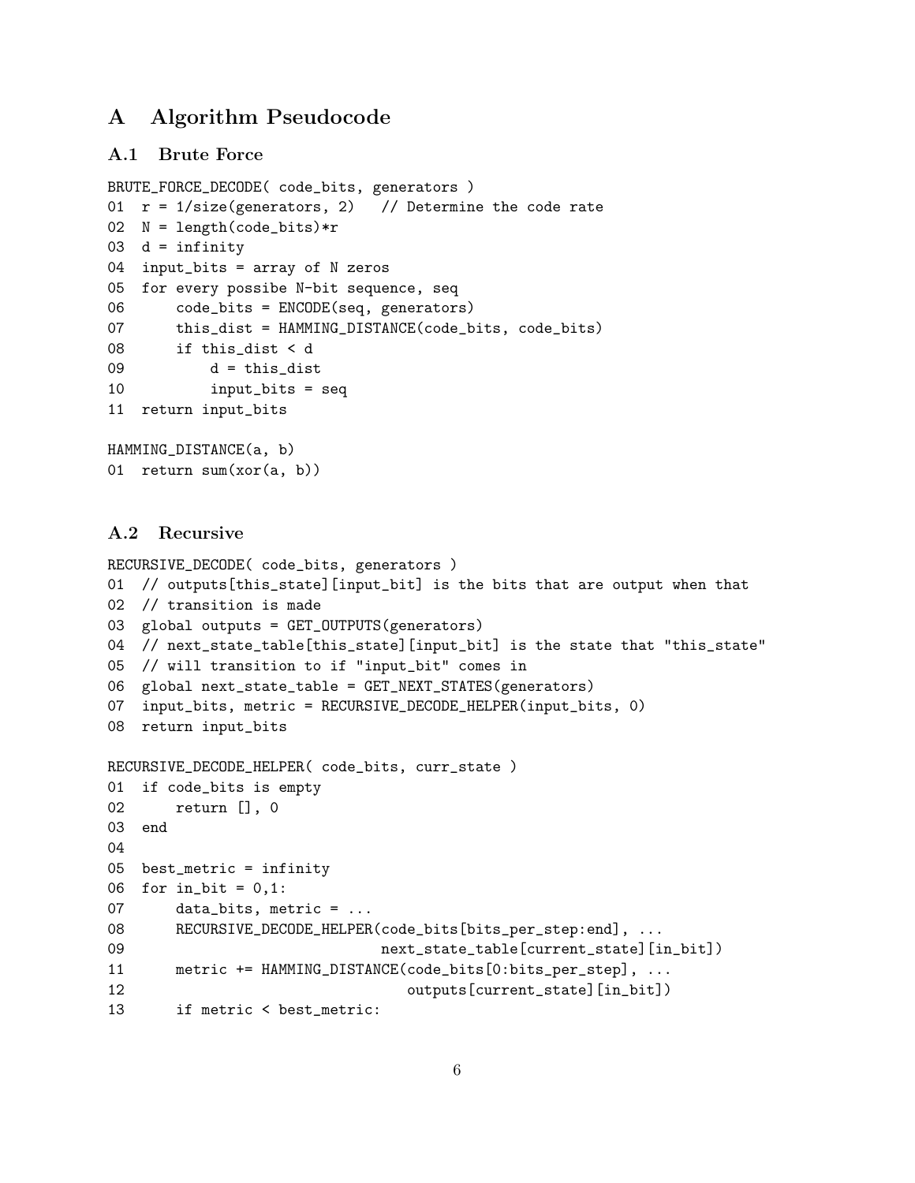# A Algorithm Pseudocode

## A.1 Brute Force

```
BRUTE_FORCE_DECODE( code_bits, generators )
01  r = 1/size(generators, 2)   // Determine the code rate
02  N = length(code_bits)*r
03  d = infinity
04  input_bits = array of N zeros
05  for every possibe N-bit sequence, seq
06      code_bits = ENCODE(seq, generators)
07      this_dist = HAMMING_DISTANCE(code_bits, code_bits)
08      if this_dist < d
09          d = this_dist
10          input_bits = seq
11  return input_bits

HAMMING_DISTANCE(a, b)
01  return sum(xor(a, b))
```

## A.2 Recursive

```
RECURSIVE_DECODE( code_bits, generators )
01  // outputs[this_state][input_bit] is the bits that are output when that
02  // transition is made
03  global outputs = GET_OUTPUTS(generators)
04  // next_state_table[this_state][input_bit] is the state that "this_state"
05  // will transition to if "input_bit" comes in
06  global next_state_table = GET_NEXT_STATES(generators)
07  input_bits, metric = RECURSIVE_DECODE_HELPER(input_bits, 0)
08  return input_bits

RECURSIVE_DECODE_HELPER( code_bits, curr_state )
01  if code_bits is empty
02      return [], 0
03  end
04
05  best_metric = infinity
06  for in_bit = 0,1:
07      data_bits, metric = ...
08      RECURSIVE_DECODE_HELPER(code_bits[bits_per_step:end], ...
09                              next_state_table[current_state][in_bit])
11      metric += HAMMING_DISTANCE(code_bits[0:bits_per_step], ...
12                                 outputs[current_state][in_bit])
13      if metric < best_metric:
```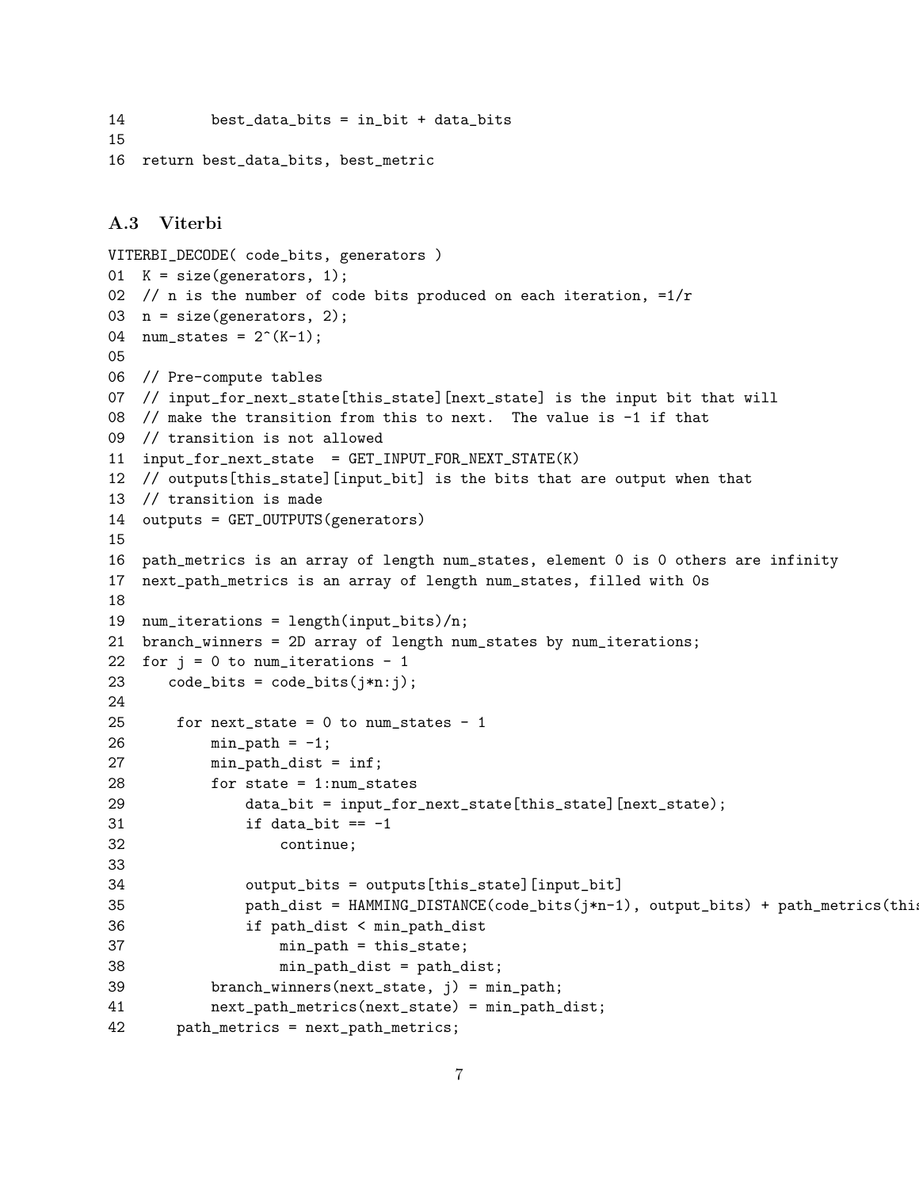```
14         best_data_bits = in_bit + data_bits
15
16  return best_data_bits, best_metric
```

### A.3 Viterbi

```
VITERBI_DECODE( code_bits, generators )
01  K = size(generators, 1);
02  // n is the number of code bits produced on each iteration, =1/r
03  n = size(generators, 2);
04  num_states = 2^(K-1);
05
06  // Pre-compute tables
07  // input_for_next_state[this_state][next_state] is the input bit that will
08  // make the transition from this to next.  The value is -1 if that
09  // transition is not allowed
11  input_for_next_state  = GET_INPUT_FOR_NEXT_STATE(K)
12  // outputs[this_state][input_bit] is the bits that are output when that
13  // transition is made
14  outputs = GET_OUTPUTS(generators)
15
16  path_metrics is an array of length num_states, element 0 is 0 others are infinity
17  next_path_metrics is an array of length num_states, filled with 0s
18
19  num_iterations = length(input_bits)/n;
21  branch_winners = 2D array of length num_states by num_iterations;
22  for j = 0 to num_iterations - 1
23     code_bits = code_bits(j*n:j);
24
25      for next_state = 0 to num_states - 1
26          min_path = -1;
27          min_path_dist = inf;
28          for state = 1:num_states
29              data_bit = input_for_next_state[this_state][next_state];
31              if data_bit == -1
32                  continue;
33
34              output_bits = outputs[this_state][input_bit]
35              path_dist = HAMMING_DISTANCE(code_bits(j*n-1), output_bits) + path_metrics(this
36              if path_dist < min_path_dist
37                  min_path = this_state;
38                  min_path_dist = path_dist;
39          branch_winners(next_state, j) = min_path;
41          next_path_metrics(next_state) = min_path_dist;
42      path_metrics = next_path_metrics;
```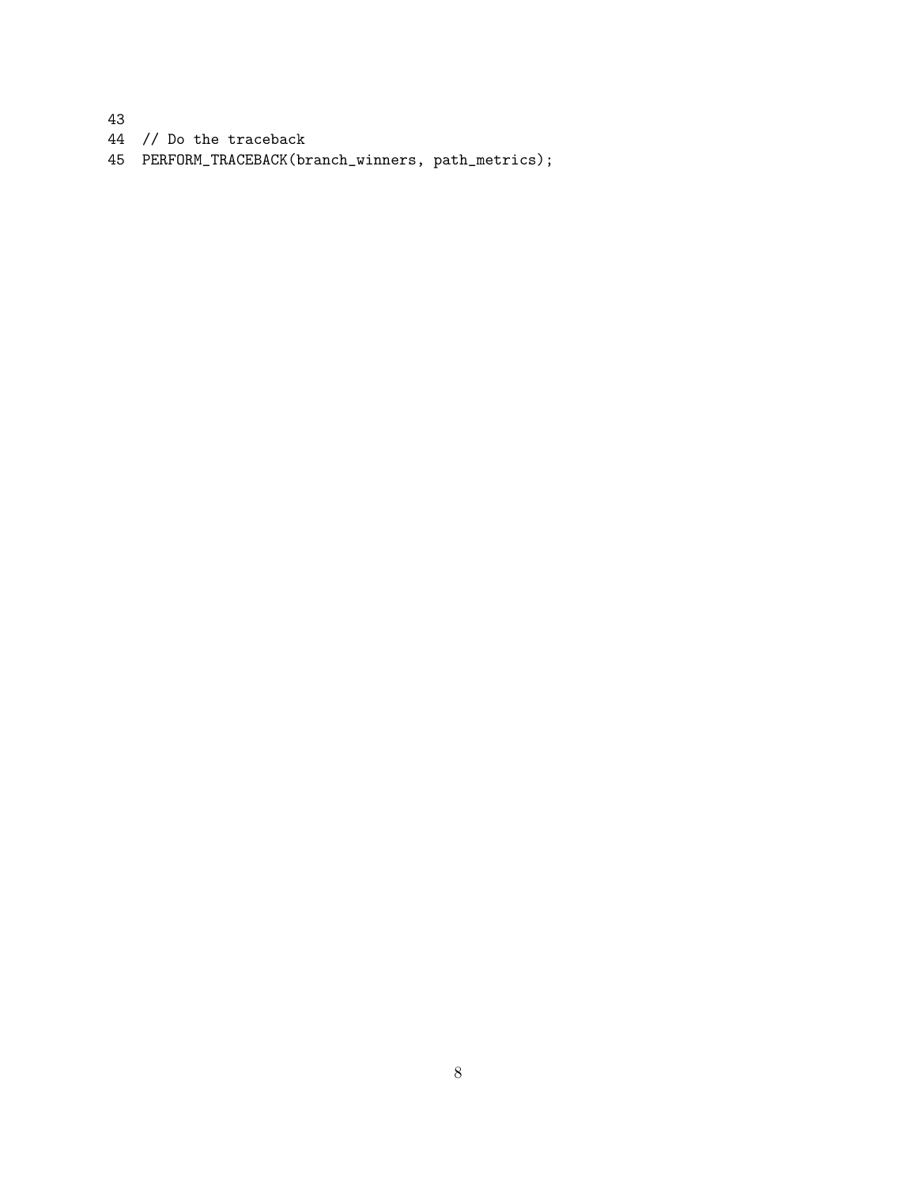```
43
44 // Do the traceback
45 PERFORM_TRACEBACK(branch_winners, path_metrics);
```